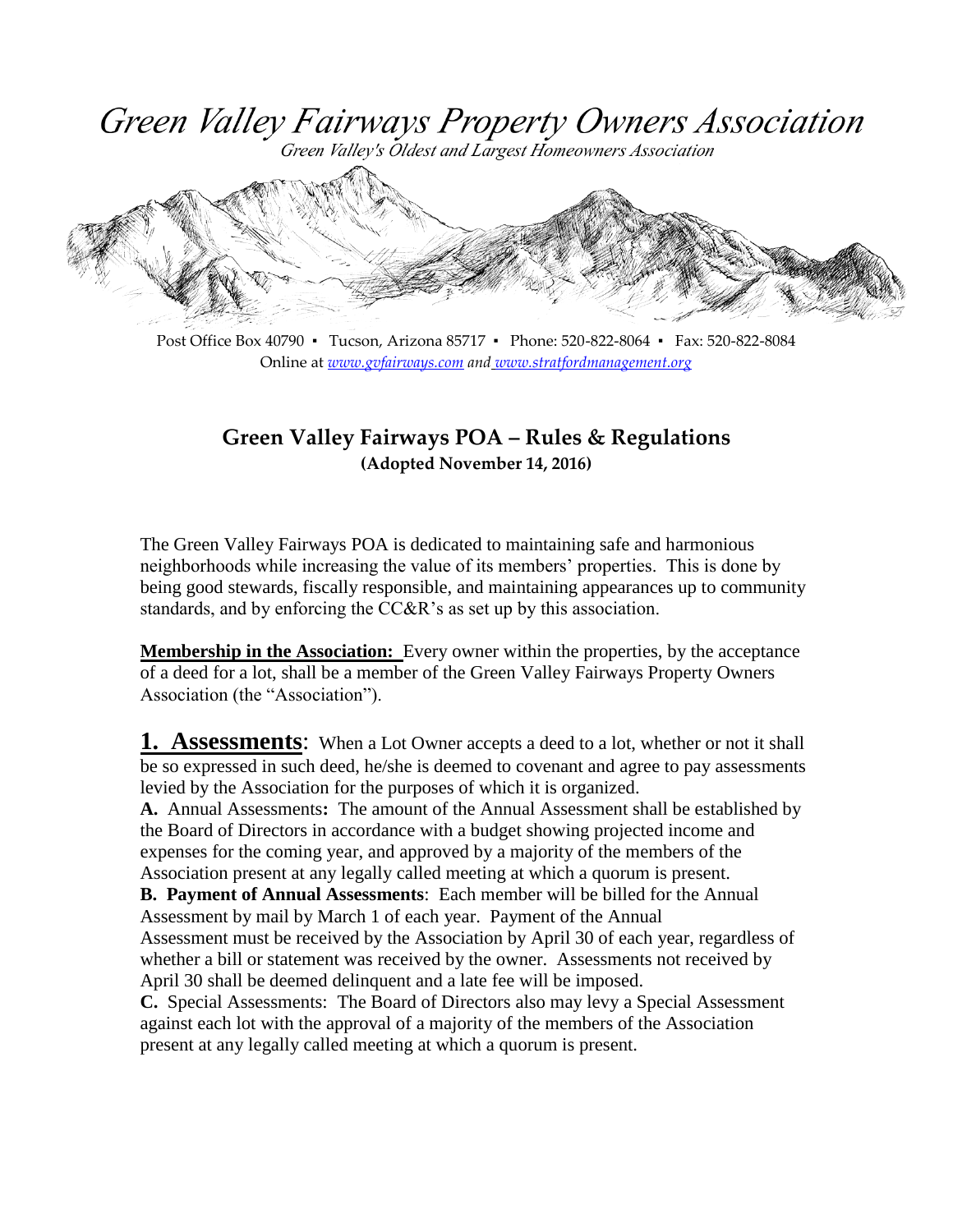# Green Valley Fairways Property Owners Association

*Green Valley's Oldest and Largest Homeowners Association*

Post Office Box 40790 ▪ Tucson, Arizona 85717 ▪ Phone: 520-822-8064 ▪ Fax: 520-822-8084
Online at *www.gvfairways.com and www.stratfordmanagement.org*

## Green Valley Fairways POA – Rules & Regulations

**(Adopted November 14, 2016)**

The Green Valley Fairways POA is dedicated to maintaining safe and harmonious neighborhoods while increasing the value of its members' properties. This is done by being good stewards, fiscally responsible, and maintaining appearances up to community standards, and by enforcing the CC&R's as set up by this association.

**Membership in the Association:** Every owner within the properties, by the acceptance of a deed for a lot, shall be a member of the Green Valley Fairways Property Owners Association (the "Association").

**1. Assessments**: When a Lot Owner accepts a deed to a lot, whether or not it shall be so expressed in such deed, he/she is deemed to covenant and agree to pay assessments levied by the Association for the purposes of which it is organized.

**A.** Annual Assessments**:** The amount of the Annual Assessment shall be established by the Board of Directors in accordance with a budget showing projected income and expenses for the coming year, and approved by a majority of the members of the Association present at any legally called meeting at which a quorum is present.

**B. Payment of Annual Assessments**: Each member will be billed for the Annual Assessment by mail by March 1 of each year. Payment of the Annual Assessment must be received by the Association by April 30 of each year, regardless of whether a bill or statement was received by the owner. Assessments not received by April 30 shall be deemed delinquent and a late fee will be imposed.

**C.** Special Assessments: The Board of Directors also may levy a Special Assessment against each lot with the approval of a majority of the members of the Association present at any legally called meeting at which a quorum is present.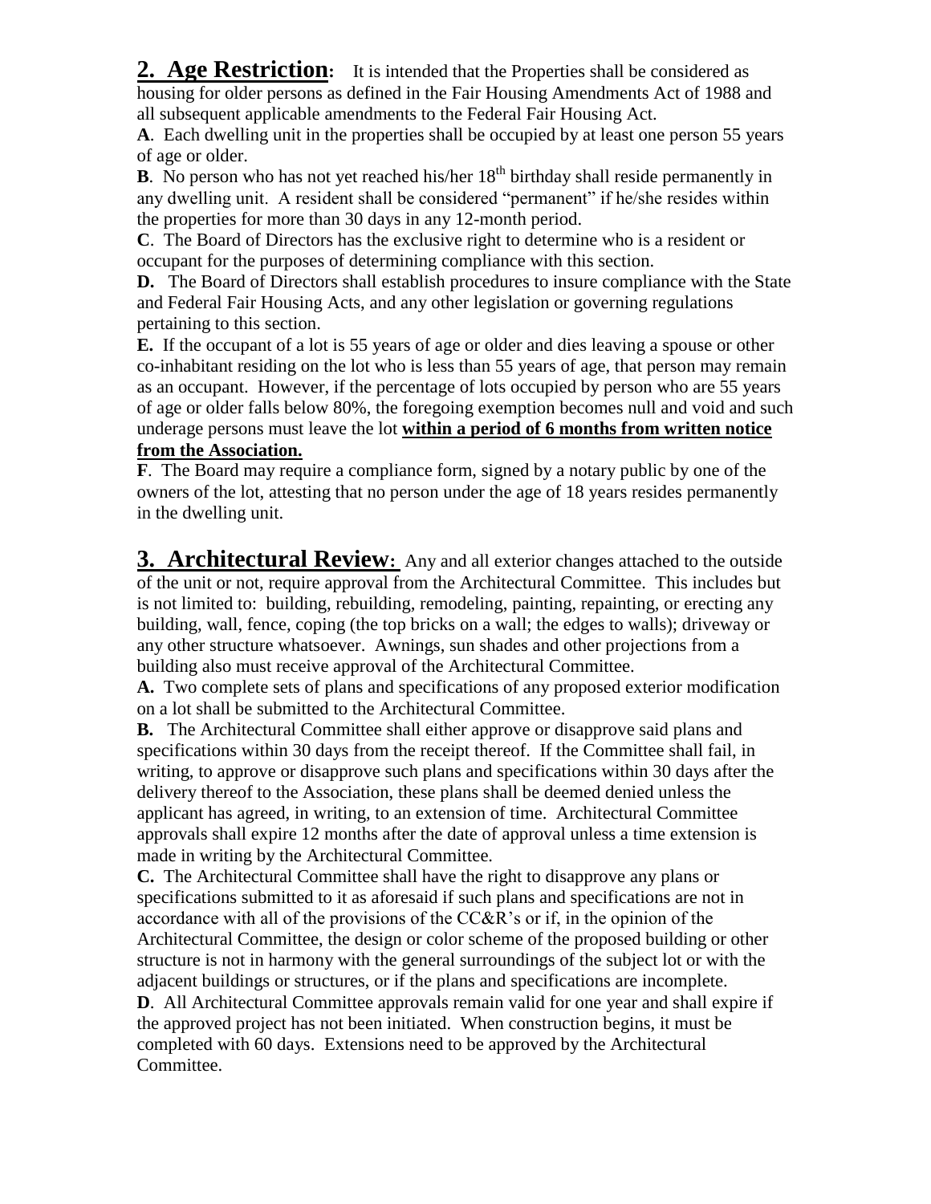**2. Age Restriction:** It is intended that the Properties shall be considered as housing for older persons as defined in the Fair Housing Amendments Act of 1988 and all subsequent applicable amendments to the Federal Fair Housing Act.

**A**. Each dwelling unit in the properties shall be occupied by at least one person 55 years of age or older.

**B**. No person who has not yet reached his/her 18th birthday shall reside permanently in any dwelling unit. A resident shall be considered "permanent" if he/she resides within the properties for more than 30 days in any 12-month period.

**C**. The Board of Directors has the exclusive right to determine who is a resident or occupant for the purposes of determining compliance with this section.

**D.** The Board of Directors shall establish procedures to insure compliance with the State and Federal Fair Housing Acts, and any other legislation or governing regulations pertaining to this section.

**E.** If the occupant of a lot is 55 years of age or older and dies leaving a spouse or other co-inhabitant residing on the lot who is less than 55 years of age, that person may remain as an occupant. However, if the percentage of lots occupied by person who are 55 years of age or older falls below 80%, the foregoing exemption becomes null and void and such underage persons must leave the lot **within a period of 6 months from written notice from the Association.**

**F**. The Board may require a compliance form, signed by a notary public by one of the owners of the lot, attesting that no person under the age of 18 years resides permanently in the dwelling unit.

**3. Architectural Review:** Any and all exterior changes attached to the outside of the unit or not, require approval from the Architectural Committee. This includes but is not limited to: building, rebuilding, remodeling, painting, repainting, or erecting any building, wall, fence, coping (the top bricks on a wall; the edges to walls); driveway or any other structure whatsoever. Awnings, sun shades and other projections from a building also must receive approval of the Architectural Committee.

**A.** Two complete sets of plans and specifications of any proposed exterior modification on a lot shall be submitted to the Architectural Committee.

**B.** The Architectural Committee shall either approve or disapprove said plans and specifications within 30 days from the receipt thereof. If the Committee shall fail, in writing, to approve or disapprove such plans and specifications within 30 days after the delivery thereof to the Association, these plans shall be deemed denied unless the applicant has agreed, in writing, to an extension of time. Architectural Committee approvals shall expire 12 months after the date of approval unless a time extension is made in writing by the Architectural Committee.

**C.** The Architectural Committee shall have the right to disapprove any plans or specifications submitted to it as aforesaid if such plans and specifications are not in accordance with all of the provisions of the CC&R's or if, in the opinion of the Architectural Committee, the design or color scheme of the proposed building or other structure is not in harmony with the general surroundings of the subject lot or with the adjacent buildings or structures, or if the plans and specifications are incomplete.

**D**. All Architectural Committee approvals remain valid for one year and shall expire if the approved project has not been initiated. When construction begins, it must be completed with 60 days. Extensions need to be approved by the Architectural Committee.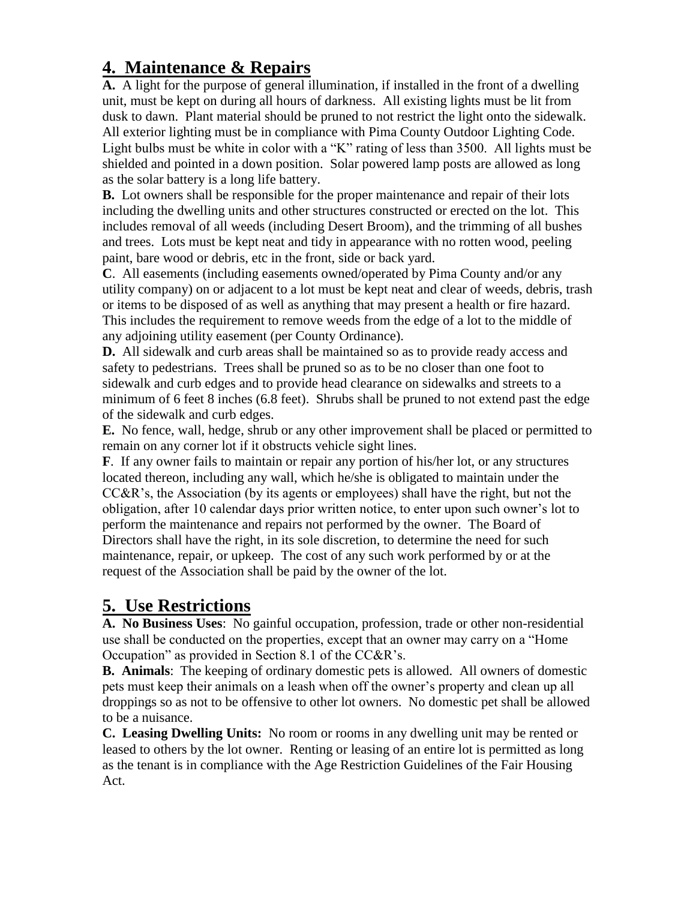## 4. Maintenance & Repairs

**A.** A light for the purpose of general illumination, if installed in the front of a dwelling unit, must be kept on during all hours of darkness. All existing lights must be lit from dusk to dawn. Plant material should be pruned to not restrict the light onto the sidewalk. All exterior lighting must be in compliance with Pima County Outdoor Lighting Code. Light bulbs must be white in color with a "K" rating of less than 3500. All lights must be shielded and pointed in a down position. Solar powered lamp posts are allowed as long as the solar battery is a long life battery.

**B.** Lot owners shall be responsible for the proper maintenance and repair of their lots including the dwelling units and other structures constructed or erected on the lot. This includes removal of all weeds (including Desert Broom), and the trimming of all bushes and trees. Lots must be kept neat and tidy in appearance with no rotten wood, peeling paint, bare wood or debris, etc in the front, side or back yard.

**C**. All easements (including easements owned/operated by Pima County and/or any utility company) on or adjacent to a lot must be kept neat and clear of weeds, debris, trash or items to be disposed of as well as anything that may present a health or fire hazard. This includes the requirement to remove weeds from the edge of a lot to the middle of any adjoining utility easement (per County Ordinance).

**D.** All sidewalk and curb areas shall be maintained so as to provide ready access and safety to pedestrians. Trees shall be pruned so as to be no closer than one foot to sidewalk and curb edges and to provide head clearance on sidewalks and streets to a minimum of 6 feet 8 inches (6.8 feet). Shrubs shall be pruned to not extend past the edge of the sidewalk and curb edges.

**E.** No fence, wall, hedge, shrub or any other improvement shall be placed or permitted to remain on any corner lot if it obstructs vehicle sight lines.

**F**. If any owner fails to maintain or repair any portion of his/her lot, or any structures located thereon, including any wall, which he/she is obligated to maintain under the CC&R's, the Association (by its agents or employees) shall have the right, but not the obligation, after 10 calendar days prior written notice, to enter upon such owner's lot to perform the maintenance and repairs not performed by the owner. The Board of Directors shall have the right, in its sole discretion, to determine the need for such maintenance, repair, or upkeep. The cost of any such work performed by or at the request of the Association shall be paid by the owner of the lot.

## 5. Use Restrictions

**A. No Business Uses**: No gainful occupation, profession, trade or other non-residential use shall be conducted on the properties, except that an owner may carry on a "Home Occupation" as provided in Section 8.1 of the CC&R's.

**B. Animals**: The keeping of ordinary domestic pets is allowed. All owners of domestic pets must keep their animals on a leash when off the owner's property and clean up all droppings so as not to be offensive to other lot owners. No domestic pet shall be allowed to be a nuisance.

**C. Leasing Dwelling Units:** No room or rooms in any dwelling unit may be rented or leased to others by the lot owner. Renting or leasing of an entire lot is permitted as long as the tenant is in compliance with the Age Restriction Guidelines of the Fair Housing Act.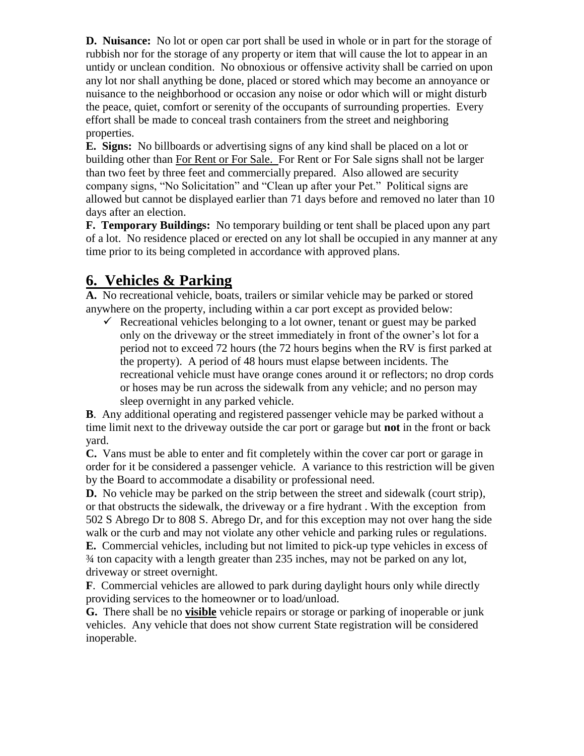**D. Nuisance:** No lot or open car port shall be used in whole or in part for the storage of rubbish nor for the storage of any property or item that will cause the lot to appear in an untidy or unclean condition. No obnoxious or offensive activity shall be carried on upon any lot nor shall anything be done, placed or stored which may become an annoyance or nuisance to the neighborhood or occasion any noise or odor which will or might disturb the peace, quiet, comfort or serenity of the occupants of surrounding properties. Every effort shall be made to conceal trash containers from the street and neighboring properties.

**E. Signs:** No billboards or advertising signs of any kind shall be placed on a lot or building other than <u>For Rent or For Sale.</u> For Rent or For Sale signs shall not be larger than two feet by three feet and commercially prepared. Also allowed are security company signs, "No Solicitation" and "Clean up after your Pet." Political signs are allowed but cannot be displayed earlier than 71 days before and removed no later than 10 days after an election.

**F. Temporary Buildings:** No temporary building or tent shall be placed upon any part of a lot. No residence placed or erected on any lot shall be occupied in any manner at any time prior to its being completed in accordance with approved plans.

## 6. Vehicles & Parking

**A.** No recreational vehicle, boats, trailers or similar vehicle may be parked or stored anywhere on the property, including within a car port except as provided below:

- ✓ Recreational vehicles belonging to a lot owner, tenant or guest may be parked only on the driveway or the street immediately in front of the owner's lot for a period not to exceed 72 hours (the 72 hours begins when the RV is first parked at the property). A period of 48 hours must elapse between incidents. The recreational vehicle must have orange cones around it or reflectors; no drop cords or hoses may be run across the sidewalk from any vehicle; and no person may sleep overnight in any parked vehicle.

**B**. Any additional operating and registered passenger vehicle may be parked without a time limit next to the driveway outside the car port or garage but **not** in the front or back yard.

**C.** Vans must be able to enter and fit completely within the cover car port or garage in order for it be considered a passenger vehicle. A variance to this restriction will be given by the Board to accommodate a disability or professional need.

**D.** No vehicle may be parked on the strip between the street and sidewalk (court strip), or that obstructs the sidewalk, the driveway or a fire hydrant . With the exception from 502 S Abrego Dr to 808 S. Abrego Dr, and for this exception may not over hang the side walk or the curb and may not violate any other vehicle and parking rules or regulations.

**E.** Commercial vehicles, including but not limited to pick-up type vehicles in excess of ¾ ton capacity with a length greater than 235 inches, may not be parked on any lot, driveway or street overnight.

**F**. Commercial vehicles are allowed to park during daylight hours only while directly providing services to the homeowner or to load/unload.

**G.** There shall be no **<u>visible</u>** vehicle repairs or storage or parking of inoperable or junk vehicles. Any vehicle that does not show current State registration will be considered inoperable.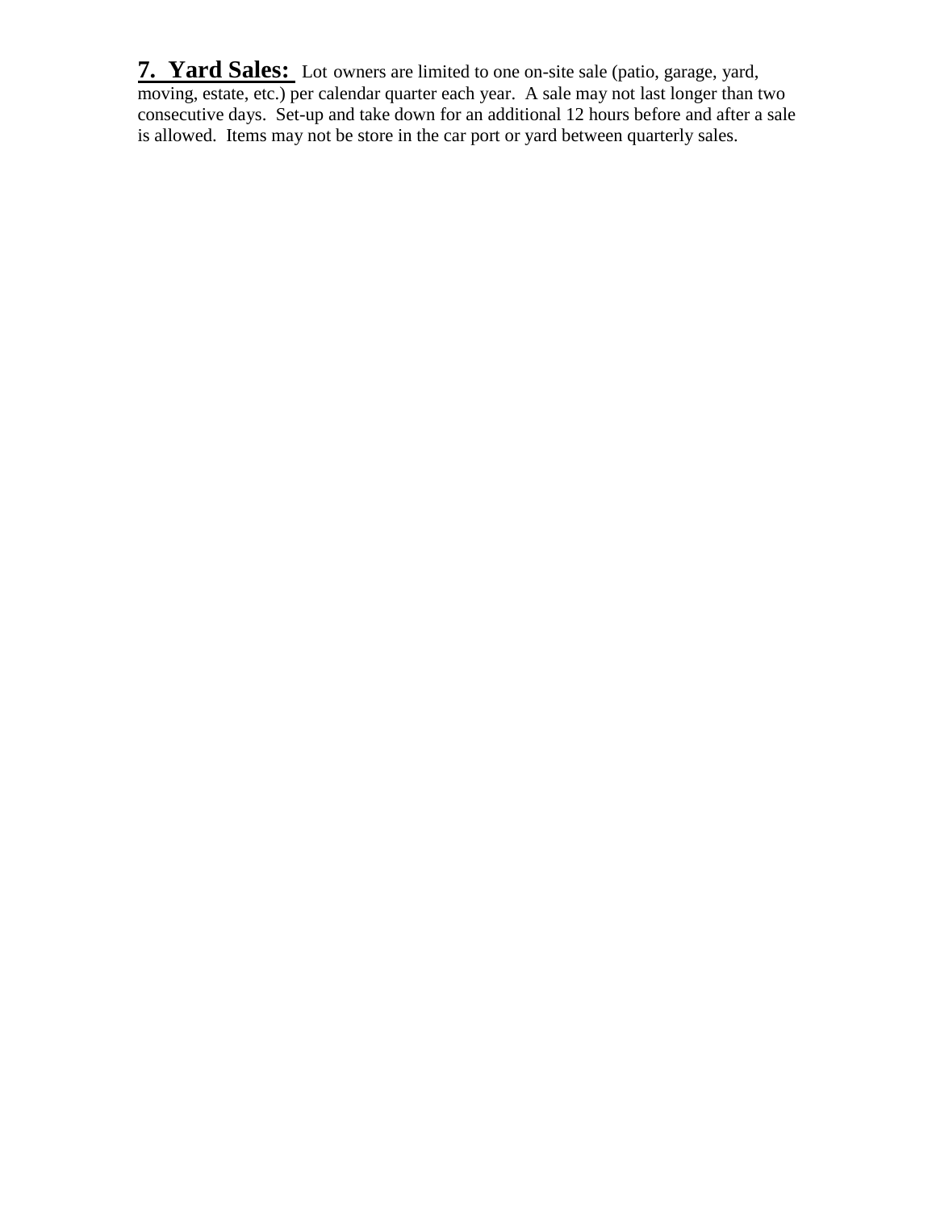**7. Yard Sales:** Lot owners are limited to one on-site sale (patio, garage, yard, moving, estate, etc.) per calendar quarter each year. A sale may not last longer than two consecutive days. Set-up and take down for an additional 12 hours before and after a sale is allowed. Items may not be store in the car port or yard between quarterly sales.